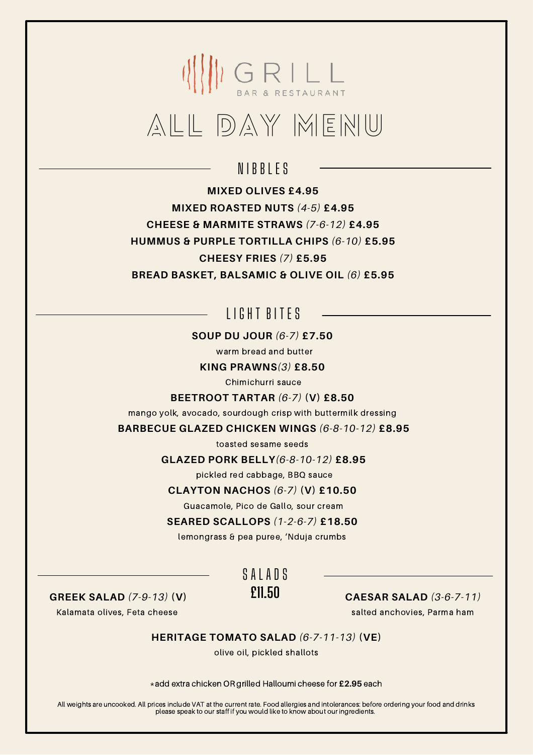# GRILL

BAR & RESTAURANT

# ALL DAY MENU

## NIBBLES

**MIXED OLIVES £4.95**

**MIXED ROASTED NUTS** *(4-5)* **£4.95**

**CHEESE & MARMITE STRAWS** *(7-6-12)* **£4.95**

**HUMMUS & PURPLE TORTILLA CHIPS** *(6-10)* **£5.95**

**CHEESY FRIES** *(7)* **£5.95**

**BREAD BASKET, BALSAMIC & OLIVE OIL** *(6)* **£5.95**

## LIGHT BITES

**SOUP DU JOUR** *(6-7)* **£7.50**

warm bread and butter

**KING PRAWNS***(3)* **£8.50**

Chimichurri sauce

**BEETROOT TARTAR** *(6-7)* **(V) £8.50**

mango yolk, avocado, sourdough crisp with buttermilk dressing

**BARBECUE GLAZED CHICKEN WINGS** *(6-8-10-12)* **£8.95**

toasted sesame seeds

**GLAZED PORK BELLY***(6-8-10-12)* **£8.95**

pickled red cabbage, BBQ sauce

**CLAYTON NACHOS** *(6-7)* **(V) £10.50**

Guacamole, Pico de Gallo, sour cream

**SEARED SCALLOPS** *(1-2-6-7)* **£18.50**

lemongrass & pea puree, 'Nduja crumbs

## SALADS

**£11.50**

**GREEK SALAD** *(7-9-13)* **(V)**

Kalamata olives, Feta cheese

**CAESAR SALAD** *(3-6-7-11)*

salted anchovies, Parma ham

**HERITAGE TOMATO SALAD** *(6-7-11-13)* **(VE)**

olive oil, pickled shallots

*add extra chicken OR grilled Halloumi cheese for **£2.95** each

All weights are uncooked. All prices include VAT at the current rate. Food allergies and intolerances: before ordering your food and drinks please speak to our staff if you would like to know about our ingredients.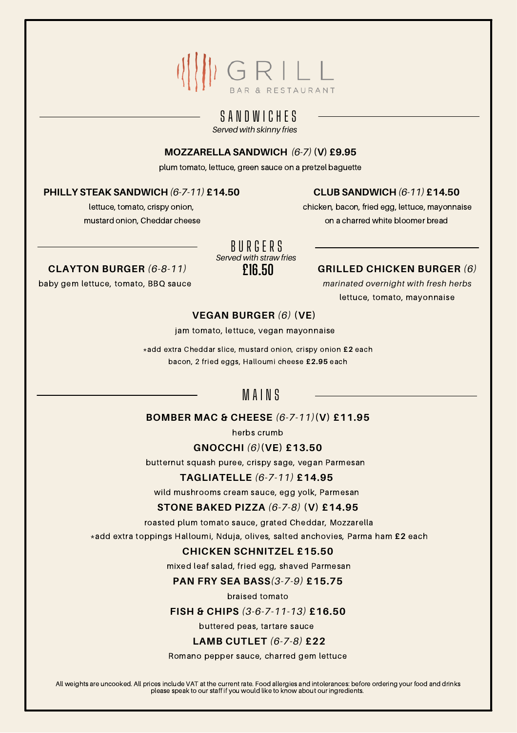# GRILL

BAR & RESTAURANT

## SANDWICHES

*Served with skinny fries*

**MOZZARELLA SANDWICH** *(6-7)* **(V) £9.95**

plum tomato, lettuce, green sauce on a pretzel baguette

**PHILLY STEAK SANDWICH** *(6-7-11)* **£14.50**

lettuce, tomato, crispy onion,
mustard onion, Cheddar cheese

**CLUB SANDWICH** *(6-11)* **£14.50**

chicken, bacon, fried egg, lettuce, mayonnaise
on a charred white bloomer bread

## BURGERS

*Served with straw fries*

**£16.50**

**CLAYTON BURGER** *(6-8-11)*

baby gem lettuce, tomato, BBQ sauce

**GRILLED CHICKEN BURGER** *(6)*

*marinated overnight with fresh herbs*
lettuce, tomato, mayonnaise

**VEGAN BURGER** *(6)* **(VE)**

jam tomato, lettuce, vegan mayonnaise

*add extra Cheddar slice, mustard onion, crispy onion **£2** each
bacon, 2 fried eggs, Halloumi cheese **£2.95** each

## MAINS

**BOMBER MAC & CHEESE** *(6-7-11)* **(V) £11.95**

herbs crumb

**GNOCCHI** *(6)* **(VE) £13.50**

butternut squash puree, crispy sage, vegan Parmesan

**TAGLIATELLE** *(6-7-11)* **£14.95**

wild mushrooms cream sauce, egg yolk, Parmesan

**STONE BAKED PIZZA** *(6-7-8)* **(V) £14.95**

roasted plum tomato sauce, grated Cheddar, Mozzarella
*add extra toppings Halloumi, Nduja, olives, salted anchovies, Parma ham **£2** each

**CHICKEN SCHNITZEL £15.50**

mixed leaf salad, fried egg, shaved Parmesan

**PAN FRY SEA BASS** *(3-7-9)* **£15.75**

braised tomato

**FISH & CHIPS** *(3-6-7-11-13)* **£16.50**

buttered peas, tartare sauce

**LAMB CUTLET** *(6-7-8)* **£22**

Romano pepper sauce, charred gem lettuce

All weights are uncooked. All prices include VAT at the current rate. Food allergies and intolerances: before ordering your food and drinks please speak to our staff if you would like to know about our ingredients.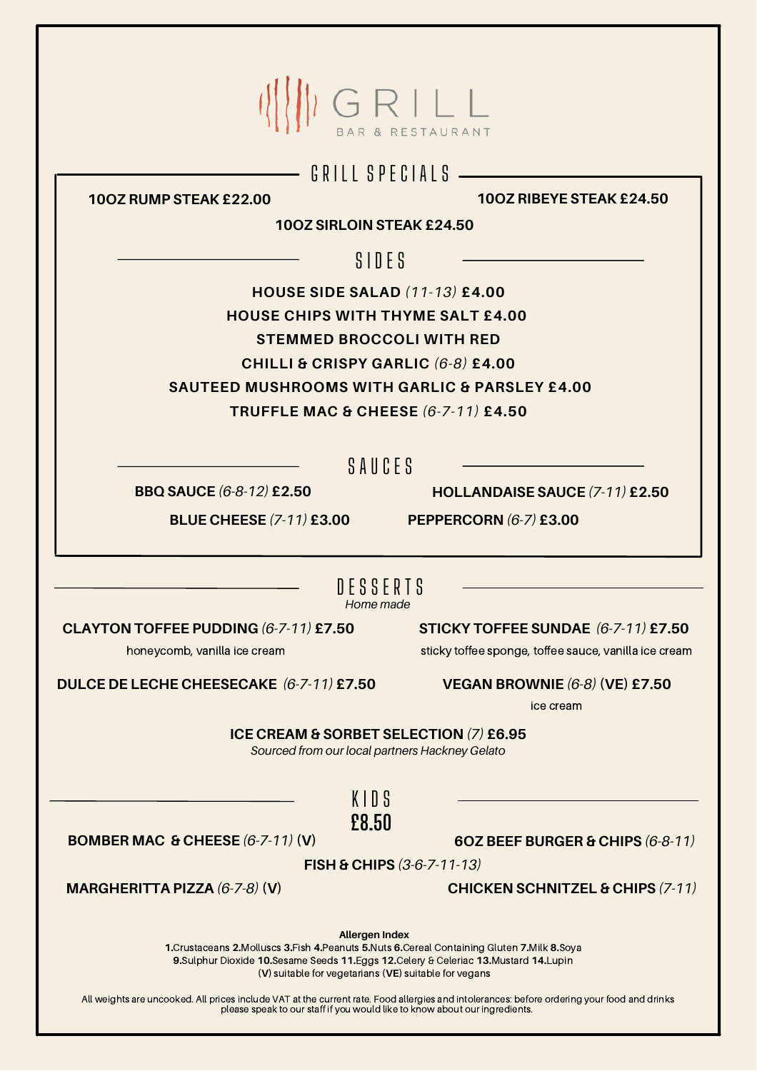# GRILL

BAR & RESTAURANT

## GRILL SPECIALS

**10OZ RUMP STEAK £22.00**

**10OZ RIBEYE STEAK £24.50**

**10OZ SIRLOIN STEAK £24.50**

## SIDES

**HOUSE SIDE SALAD** *(11-13)* **£4.00**

**HOUSE CHIPS WITH THYME SALT £4.00**

**STEMMED BROCCOLI WITH RED CHILLI & CRISPY GARLIC** *(6-8)* **£4.00**

**SAUTEED MUSHROOMS WITH GARLIC & PARSLEY £4.00**

**TRUFFLE MAC & CHEESE** *(6-7-11)* **£4.50**

## SAUCES

**BBQ SAUCE** *(6-8-12)* **£2.50**

**HOLLANDAISE SAUCE** *(7-11)* **£2.50**

**BLUE CHEESE** *(7-11)* **£3.00**

**PEPPERCORN** *(6-7)* **£3.00**

## DESSERTS

*Home made*

**CLAYTON TOFFEE PUDDING** *(6-7-11)* **£7.50**
honeycomb, vanilla ice cream

**STICKY TOFFEE SUNDAE** *(6-7-11)* **£7.50**
sticky toffee sponge, toffee sauce, vanilla ice cream

**DULCE DE LECHE CHEESECAKE** *(6-7-11)* **£7.50**

**VEGAN BROWNIE** *(6-8)* **(VE) £7.50**
ice cream

**ICE CREAM & SORBET SELECTION** *(7)* **£6.95**
*Sourced from our local partners Hackney Gelato*

## KIDS
## £8.50

**BOMBER MAC & CHEESE** *(6-7-11)* **(V)**

**6OZ BEEF BURGER & CHIPS** *(6-8-11)*

**FISH & CHIPS** *(3-6-7-11-13)*

**MARGHERITTA PIZZA** *(6-7-8)* **(V)**

**CHICKEN SCHNITZEL & CHIPS** *(7-11)*

**Allergen Index**

**1.**Crustaceans **2.**Molluscs **3.**Fish **4.**Peanuts **5.**Nuts **6.**Cereal Containing Gluten **7.**Milk **8.**Soya **9.**Sulphur Dioxide **10.**Sesame Seeds **11.**Eggs **12.**Celery & Celeriac **13.**Mustard **14.**Lupin
(**V**) suitable for vegetarians (**VE**) suitable for vegans

All weights are uncooked. All prices include VAT at the current rate. Food allergies and intolerances: before ordering your food and drinks please speak to our staff if you would like to know about our ingredients.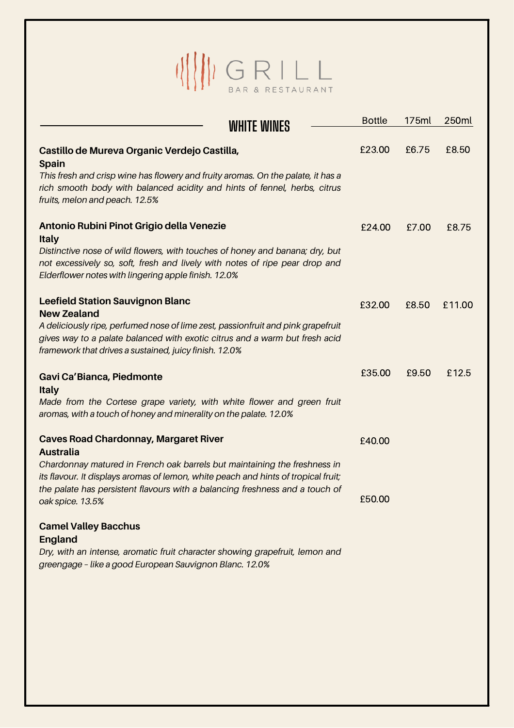# GRILL

BAR & RESTAURANT

## WHITE WINES

| | Bottle | 175ml | 250ml |
|---|---|---|---|
| **Castillo de Mureva Organic Verdejo Castilla, Spain** *This fresh and crisp wine has flowery and fruity aromas. On the palate, it has a rich smooth body with balanced acidity and hints of fennel, herbs, citrus fruits, melon and peach. 12.5%* | £23.00 | £6.75 | £8.50 |
| **Antonio Rubini Pinot Grigio della Venezie, Italy** *Distinctive nose of wild flowers, with touches of honey and banana; dry, but not excessively so, soft, fresh and lively with notes of ripe pear drop and Elderflower notes with lingering apple finish. 12.0%* | £24.00 | £7.00 | £8.75 |
| **Leefield Station Sauvignon Blanc, New Zealand** *A deliciously ripe, perfumed nose of lime zest, passionfruit and pink grapefruit gives way to a palate balanced with exotic citrus and a warm but fresh acid framework that drives a sustained, juicy finish. 12.0%* | £32.00 | £8.50 | £11.00 |
| **Gavi Ca'Bianca, Piedmonte, Italy** *Made from the Cortese grape variety, with white flower and green fruit aromas, with a touch of honey and minerality on the palate. 12.0%* | £35.00 | £9.50 | £12.5 |
| **Caves Road Chardonnay, Margaret River, Australia** *Chardonnay matured in French oak barrels but maintaining the freshness in its flavour. It displays aromas of lemon, white peach and hints of tropical fruit; the palate has persistent flavours with a balancing freshness and a touch of oak spice. 13.5%* | £40.00 | | |
| **Camel Valley Bacchus, England** *Dry, with an intense, aromatic fruit character showing grapefruit, lemon and greengage – like a good European Sauvignon Blanc. 12.0%* | £50.00 | | |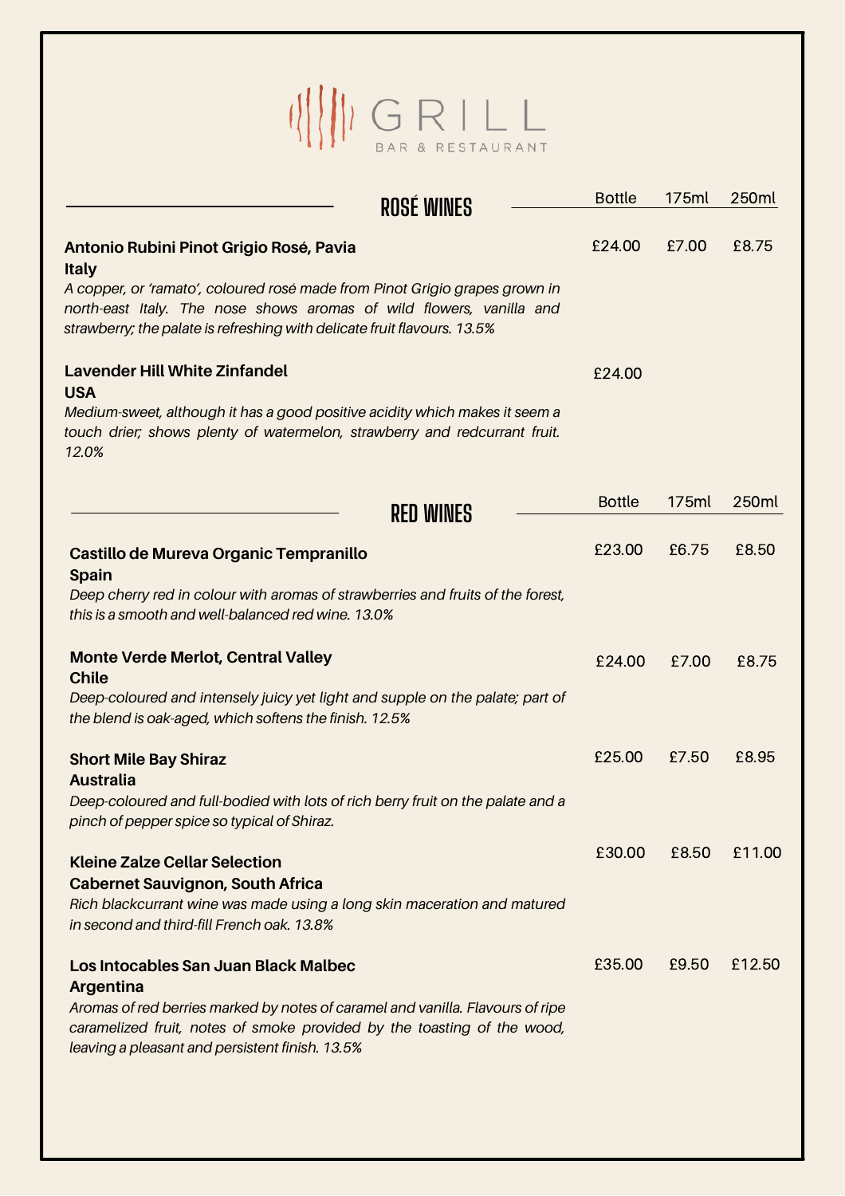# GRILL

BAR & RESTAURANT

## ROSÉ WINES

| | Bottle | 175ml | 250ml |
|---|---|---|---|
| **Antonio Rubini Pinot Grigio Rosé, Pavia**<br>**Italy**<br>*A copper, or 'ramato', coloured rosé made from Pinot Grigio grapes grown in north-east Italy. The nose shows aromas of wild flowers, vanilla and strawberry; the palate is refreshing with delicate fruit flavours. 13.5%* | £24.00 | £7.00 | £8.75 |
| **Lavender Hill White Zinfandel**<br>**USA**<br>*Medium-sweet, although it has a good positive acidity which makes it seem a touch drier; shows plenty of watermelon, strawberry and redcurrant fruit. 12.0%* | £24.00 | | |

## RED WINES

| | Bottle | 175ml | 250ml |
|---|---|---|---|
| **Castillo de Mureva Organic Tempranillo**<br>**Spain**<br>*Deep cherry red in colour with aromas of strawberries and fruits of the forest, this is a smooth and well-balanced red wine. 13.0%* | £23.00 | £6.75 | £8.50 |
| **Monte Verde Merlot, Central Valley**<br>**Chile**<br>*Deep-coloured and intensely juicy yet light and supple on the palate; part of the blend is oak-aged, which softens the finish. 12.5%* | £24.00 | £7.00 | £8.75 |
| **Short Mile Bay Shiraz**<br>**Australia**<br>*Deep-coloured and full-bodied with lots of rich berry fruit on the palate and a pinch of pepper spice so typical of Shiraz.* | £25.00 | £7.50 | £8.95 |
| **Kleine Zalze Cellar Selection**<br>**Cabernet Sauvignon, South Africa**<br>*Rich blackcurrant wine was made using a long skin maceration and matured in second and third-fill French oak. 13.8%* | £30.00 | £8.50 | £11.00 |
| **Los Intocables San Juan Black Malbec**<br>**Argentina**<br>*Aromas of red berries marked by notes of caramel and vanilla. Flavours of ripe caramelized fruit, notes of smoke provided by the toasting of the wood, leaving a pleasant and persistent finish. 13.5%* | £35.00 | £9.50 | £12.50 |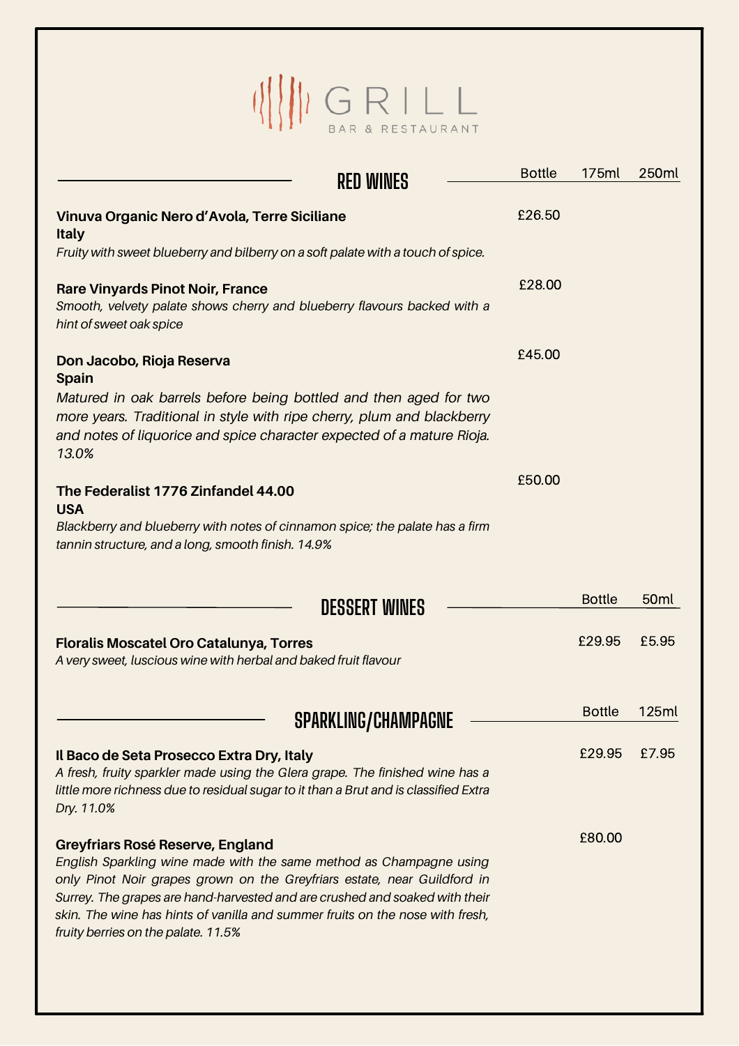# GRILL

BAR & RESTAURANT

## RED WINES

| | Bottle | 175ml | 250ml |
|---|---|---|---|
| **Vinuva Organic Nero d'Avola, Terre Siciliane**<br>**Italy**<br>*Fruity with sweet blueberry and bilberry on a soft palate with a touch of spice.* | £26.50 | | |
| **Rare Vinyards Pinot Noir, France**<br>*Smooth, velvety palate shows cherry and blueberry flavours backed with a hint of sweet oak spice* | £28.00 | | |
| **Don Jacobo, Rioja Reserva**<br>**Spain**<br>*Matured in oak barrels before being bottled and then aged for two more years. Traditional in style with ripe cherry, plum and blackberry and notes of liquorice and spice character expected of a mature Rioja. 13.0%* | £45.00 | | |
| **The Federalist 1776 Zinfandel 44.00**<br>**USA**<br>*Blackberry and blueberry with notes of cinnamon spice; the palate has a firm tannin structure, and a long, smooth finish. 14.9%* | £50.00 | | |

## DESSERT WINES

| | Bottle | 50ml |
|---|---|---|
| **Floralis Moscatel Oro Catalunya, Torres**<br>*A very sweet, luscious wine with herbal and baked fruit flavour* | £29.95 | £5.95 |

## SPARKLING/CHAMPAGNE

| | Bottle | 125ml |
|---|---|---|
| **Il Baco de Seta Prosecco Extra Dry, Italy**<br>*A fresh, fruity sparkler made using the Glera grape. The finished wine has a little more richness due to residual sugar to it than a Brut and is classified Extra Dry. 11.0%* | £29.95 | £7.95 |
| **Greyfriars Rosé Reserve, England**<br>*English Sparkling wine made with the same method as Champagne using only Pinot Noir grapes grown on the Greyfriars estate, near Guildford in Surrey. The grapes are hand-harvested and are crushed and soaked with their skin. The wine has hints of vanilla and summer fruits on the nose with fresh, fruity berries on the palate. 11.5%* | £80.00 | |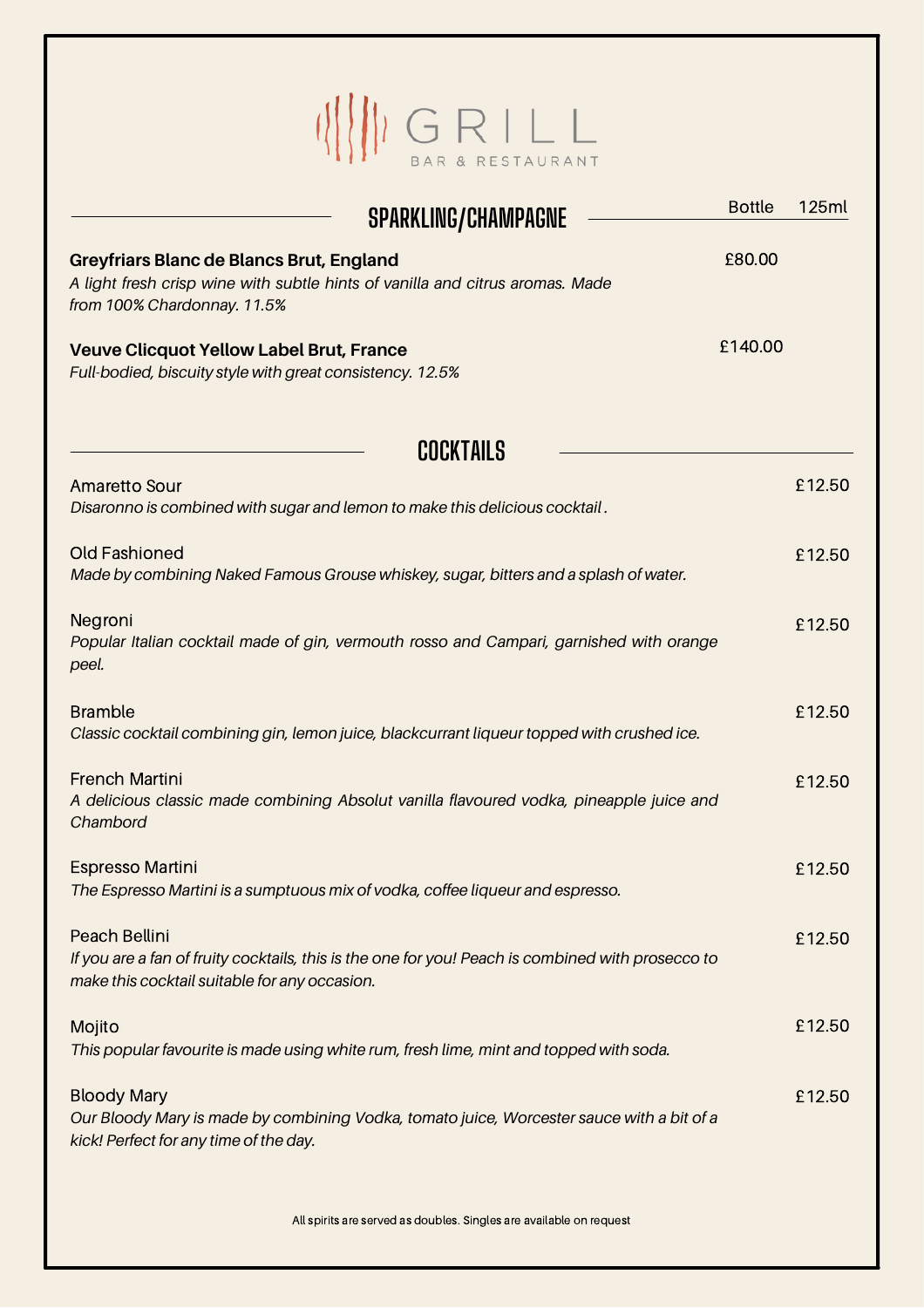# GRILL

BAR & RESTAURANT

## SPARKLING/CHAMPAGNE

| | Bottle | 125ml |
|---|---|---|
| **Greyfriars Blanc de Blancs Brut, England**<br>*A light fresh crisp wine with subtle hints of vanilla and citrus aromas. Made from 100% Chardonnay. 11.5%* | £80.00 | |
| **Veuve Clicquot Yellow Label Brut, France**<br>*Full-bodied, biscuity style with great consistency. 12.5%* | £140.00 | |

## COCKTAILS

Amaretto Sour — £12.50
*Disaronno is combined with sugar and lemon to make this delicious cocktail .*

Old Fashioned — £12.50
*Made by combining Naked Famous Grouse whiskey, sugar, bitters and a splash of water.*

Negroni — £12.50
*Popular Italian cocktail made of gin, vermouth rosso and Campari, garnished with orange peel.*

Bramble — £12.50
*Classic cocktail combining gin, lemon juice, blackcurrant liqueur topped with crushed ice.*

French Martini — £12.50
*A delicious classic made combining Absolut vanilla flavoured vodka, pineapple juice and Chambord*

Espresso Martini — £12.50
*The Espresso Martini is a sumptuous mix of vodka, coffee liqueur and espresso.*

Peach Bellini — £12.50
*If you are a fan of fruity cocktails, this is the one for you! Peach is combined with prosecco to make this cocktail suitable for any occasion.*

Mojito — £12.50
*This popular favourite is made using white rum, fresh lime, mint and topped with soda.*

Bloody Mary — £12.50
*Our Bloody Mary is made by combining Vodka, tomato juice, Worcester sauce with a bit of a kick! Perfect for any time of the day.*

All spirits are served as doubles. Singles are available on request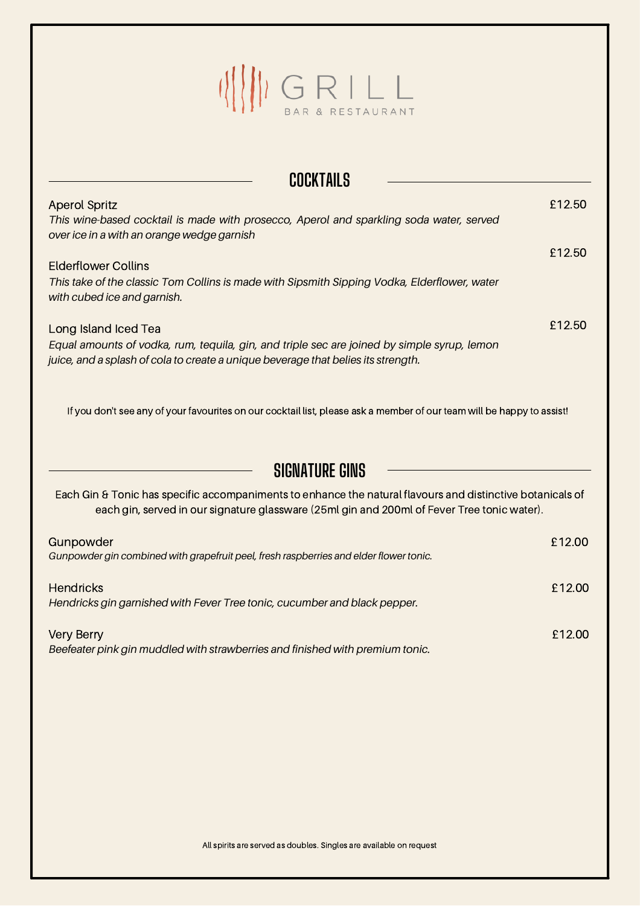# GRILL

BAR & RESTAURANT

## COCKTAILS

**Aperol Spritz** — £12.50

*This wine-based cocktail is made with prosecco, Aperol and sparkling soda water, served over ice in a with an orange wedge garnish*

**Elderflower Collins** — £12.50

*This take of the classic Tom Collins is made with Sipsmith Sipping Vodka, Elderflower, water with cubed ice and garnish.*

**Long Island Iced Tea** — £12.50

*Equal amounts of vodka, rum, tequila, gin, and triple sec are joined by simple syrup, lemon juice, and a splash of cola to create a unique beverage that belies its strength.*

If you don't see any of your favourites on our cocktail list, please ask a member of our team will be happy to assist!

## SIGNATURE GINS

Each Gin & Tonic has specific accompaniments to enhance the natural flavours and distinctive botanicals of each gin, served in our signature glassware (25ml gin and 200ml of Fever Tree tonic water).

**Gunpowder** — £12.00

*Gunpowder gin combined with grapefruit peel, fresh raspberries and elder flower tonic.*

**Hendricks** — £12.00

*Hendricks gin garnished with Fever Tree tonic, cucumber and black pepper.*

**Very Berry** — £12.00

*Beefeater pink gin muddled with strawberries and finished with premium tonic.*

All spirits are served as doubles. Singles are available on request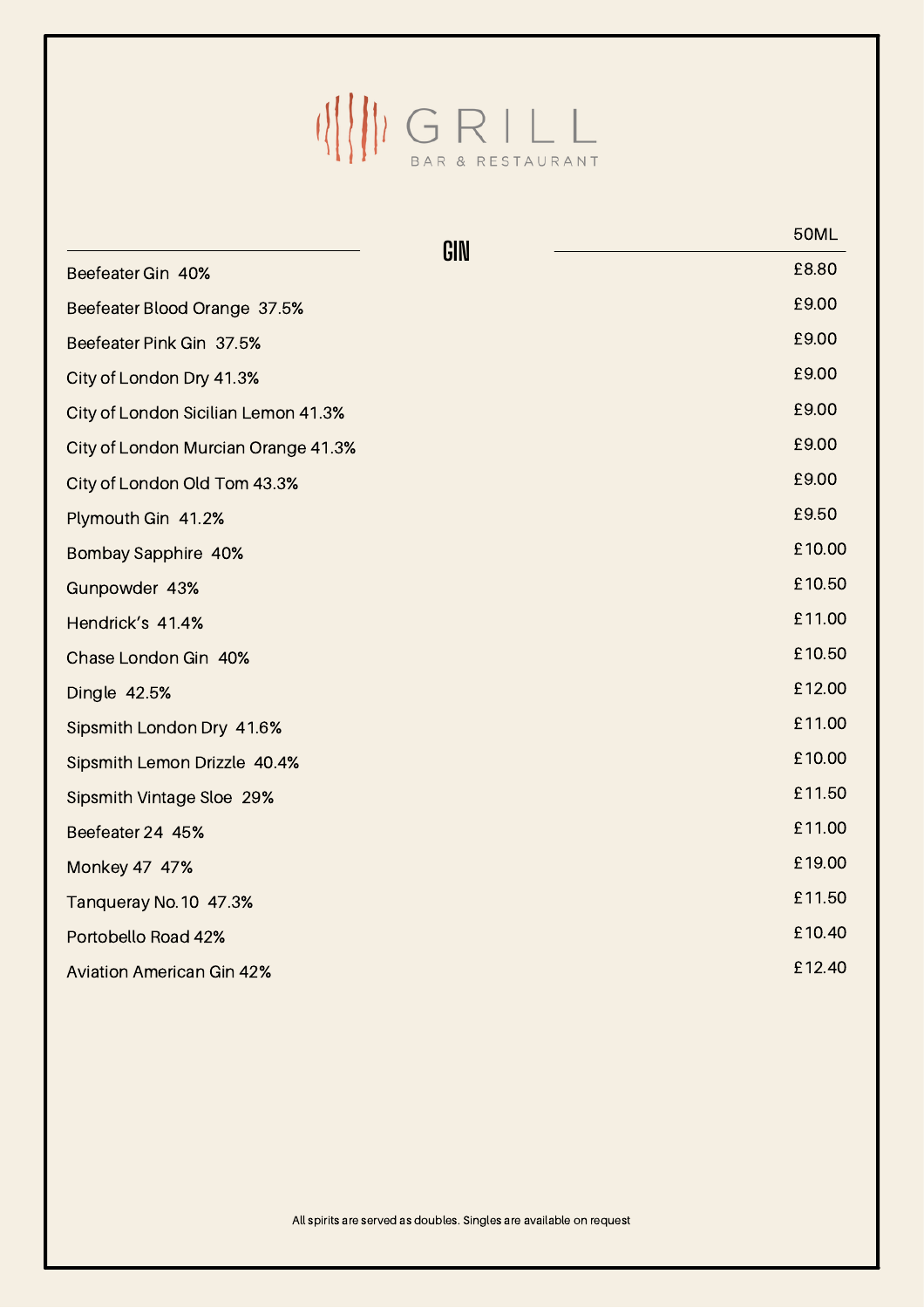# GRILL

BAR & RESTAURANT

## GIN

| | 50ML |
|---|---|
| Beefeater Gin 40% | £8.80 |
| Beefeater Blood Orange 37.5% | £9.00 |
| Beefeater Pink Gin 37.5% | £9.00 |
| City of London Dry 41.3% | £9.00 |
| City of London Sicilian Lemon 41.3% | £9.00 |
| City of London Murcian Orange 41.3% | £9.00 |
| City of London Old Tom 43.3% | £9.00 |
| Plymouth Gin 41.2% | £9.50 |
| Bombay Sapphire 40% | £10.00 |
| Gunpowder 43% | £10.50 |
| Hendrick's 41.4% | £11.00 |
| Chase London Gin 40% | £10.50 |
| Dingle 42.5% | £12.00 |
| Sipsmith London Dry 41.6% | £11.00 |
| Sipsmith Lemon Drizzle 40.4% | £10.00 |
| Sipsmith Vintage Sloe 29% | £11.50 |
| Beefeater 24 45% | £11.00 |
| Monkey 47 47% | £19.00 |
| Tanqueray No.10 47.3% | £11.50 |
| Portobello Road 42% | £10.40 |
| Aviation American Gin 42% | £12.40 |

All spirits are served as doubles. Singles are available on request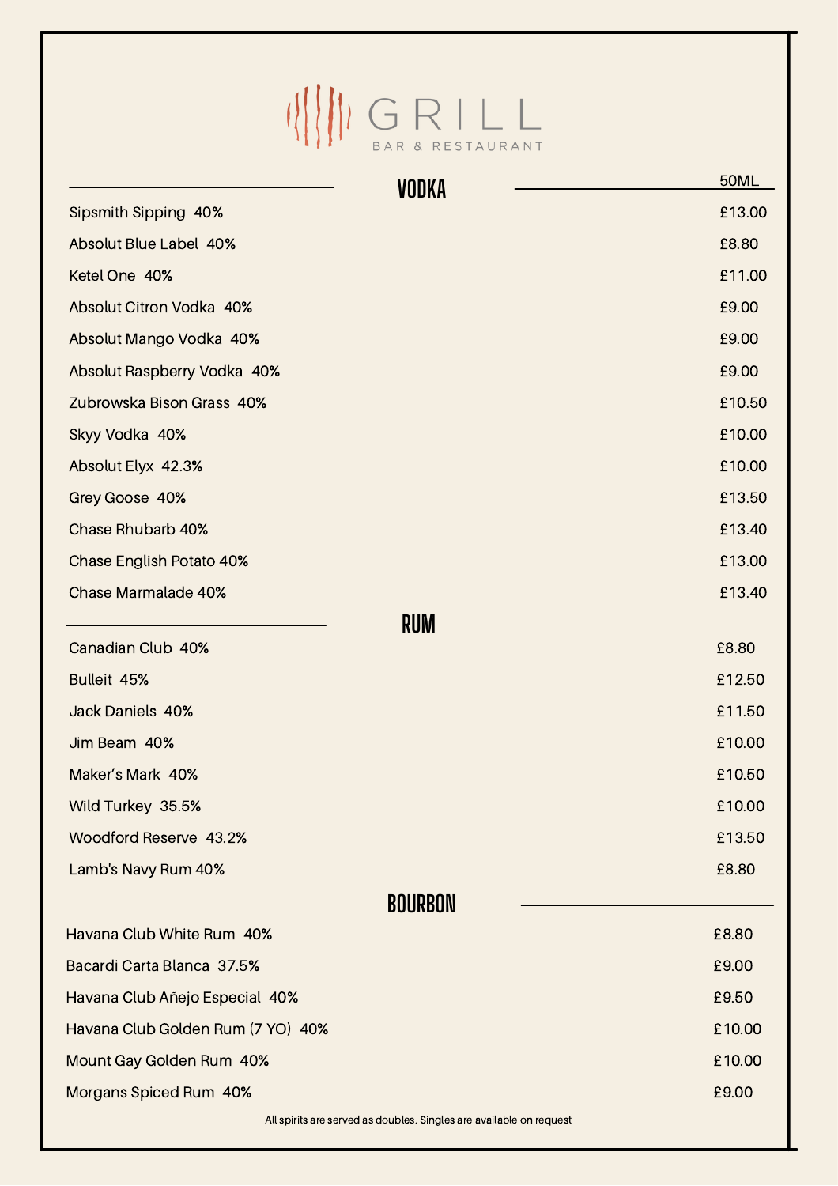# GRILL

BAR & RESTAURANT

## VODKA

| VODKA | 50ML |
|---|---|
| Sipsmith Sipping 40% | £13.00 |
| Absolut Blue Label 40% | £8.80 |
| Ketel One 40% | £11.00 |
| Absolut Citron Vodka 40% | £9.00 |
| Absolut Mango Vodka 40% | £9.00 |
| Absolut Raspberry Vodka 40% | £9.00 |
| Zubrowska Bison Grass 40% | £10.50 |
| Skyy Vodka 40% | £10.00 |
| Absolut Elyx 42.3% | £10.00 |
| Grey Goose 40% | £13.50 |
| Chase Rhubarb 40% | £13.40 |
| Chase English Potato 40% | £13.00 |
| Chase Marmalade 40% | £13.40 |

## RUM

| RUM | |
|---|---|
| Canadian Club 40% | £8.80 |
| Bulleit 45% | £12.50 |
| Jack Daniels 40% | £11.50 |
| Jim Beam 40% | £10.00 |
| Maker's Mark 40% | £10.50 |
| Wild Turkey 35.5% | £10.00 |
| Woodford Reserve 43.2% | £13.50 |
| Lamb's Navy Rum 40% | £8.80 |

## BOURBON

| BOURBON | |
|---|---|
| Havana Club White Rum 40% | £8.80 |
| Bacardi Carta Blanca 37.5% | £9.00 |
| Havana Club Añejo Especial 40% | £9.50 |
| Havana Club Golden Rum (7 YO) 40% | £10.00 |
| Mount Gay Golden Rum 40% | £10.00 |
| Morgans Spiced Rum 40% | £9.00 |

All spirits are served as doubles. Singles are available on request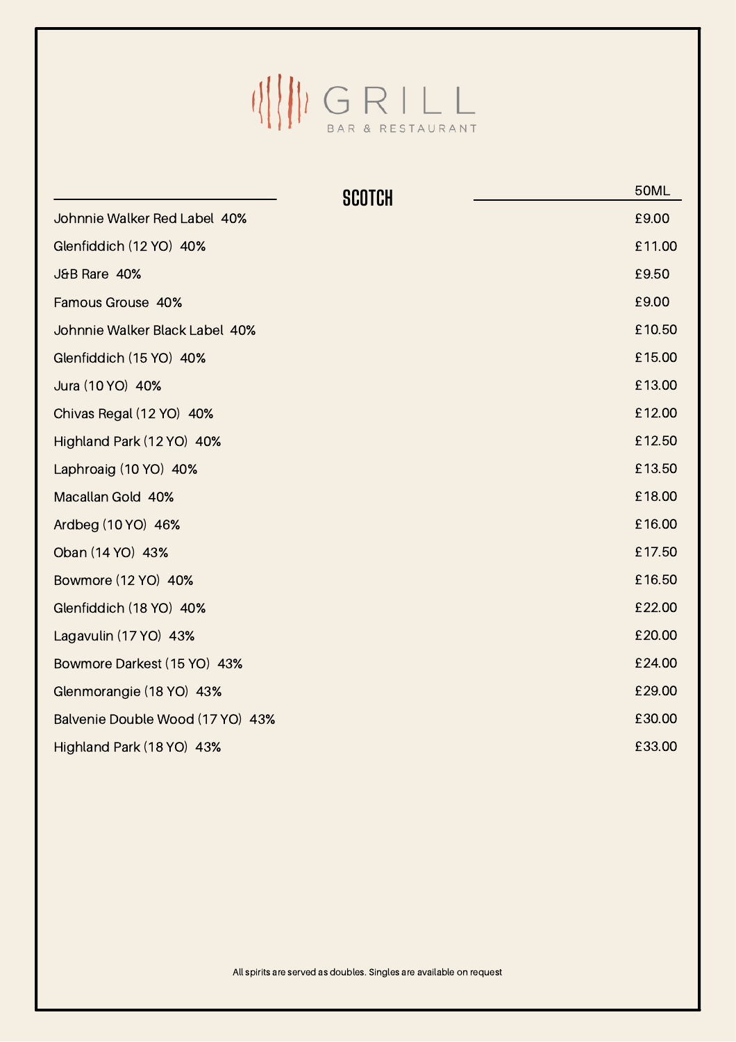GRILL

BAR & RESTAURANT

## SCOTCH

| | 50ML |
|---|---|
| Johnnie Walker Red Label 40% | £9.00 |
| Glenfiddich (12 YO) 40% | £11.00 |
| J&B Rare 40% | £9.50 |
| Famous Grouse 40% | £9.00 |
| Johnnie Walker Black Label 40% | £10.50 |
| Glenfiddich (15 YO) 40% | £15.00 |
| Jura (10 YO) 40% | £13.00 |
| Chivas Regal (12 YO) 40% | £12.00 |
| Highland Park (12 YO) 40% | £12.50 |
| Laphroaig (10 YO) 40% | £13.50 |
| Macallan Gold 40% | £18.00 |
| Ardbeg (10 YO) 46% | £16.00 |
| Oban (14 YO) 43% | £17.50 |
| Bowmore (12 YO) 40% | £16.50 |
| Glenfiddich (18 YO) 40% | £22.00 |
| Lagavulin (17 YO) 43% | £20.00 |
| Bowmore Darkest (15 YO) 43% | £24.00 |
| Glenmorangie (18 YO) 43% | £29.00 |
| Balvenie Double Wood (17 YO) 43% | £30.00 |
| Highland Park (18 YO) 43% | £33.00 |

All spirits are served as doubles. Singles are available on request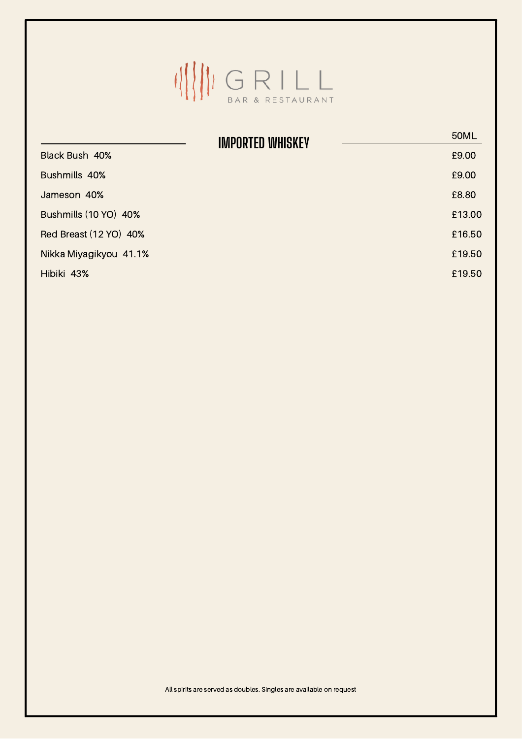GRILL

BAR & RESTAURANT

## IMPORTED WHISKEY

| | 50ML |
|---|---|
| Black Bush 40% | £9.00 |
| Bushmills 40% | £9.00 |
| Jameson 40% | £8.80 |
| Bushmills (10 YO) 40% | £13.00 |
| Red Breast (12 YO) 40% | £16.50 |
| Nikka Miyagikyou 41.1% | £19.50 |
| Hibiki 43% | £19.50 |

All spirits are served as doubles. Singles are available on request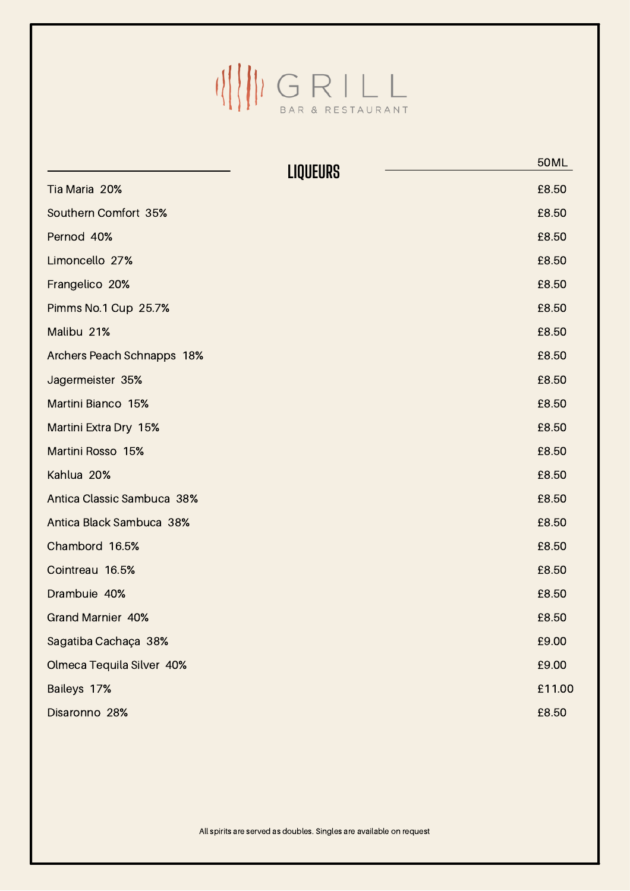GRILL

BAR & RESTAURANT

## LIQUEURS

| | 50ML |
|---|---|
| Tia Maria 20% | £8.50 |
| Southern Comfort 35% | £8.50 |
| Pernod 40% | £8.50 |
| Limoncello 27% | £8.50 |
| Frangelico 20% | £8.50 |
| Pimms No.1 Cup 25.7% | £8.50 |
| Malibu 21% | £8.50 |
| Archers Peach Schnapps 18% | £8.50 |
| Jagermeister 35% | £8.50 |
| Martini Bianco 15% | £8.50 |
| Martini Extra Dry 15% | £8.50 |
| Martini Rosso 15% | £8.50 |
| Kahlua 20% | £8.50 |
| Antica Classic Sambuca 38% | £8.50 |
| Antica Black Sambuca 38% | £8.50 |
| Chambord 16.5% | £8.50 |
| Cointreau 16.5% | £8.50 |
| Drambuie 40% | £8.50 |
| Grand Marnier 40% | £8.50 |
| Sagatiba Cachaça 38% | £9.00 |
| Olmeca Tequila Silver 40% | £9.00 |
| Baileys 17% | £11.00 |
| Disaronno 28% | £8.50 |

All spirits are served as doubles. Singles are available on request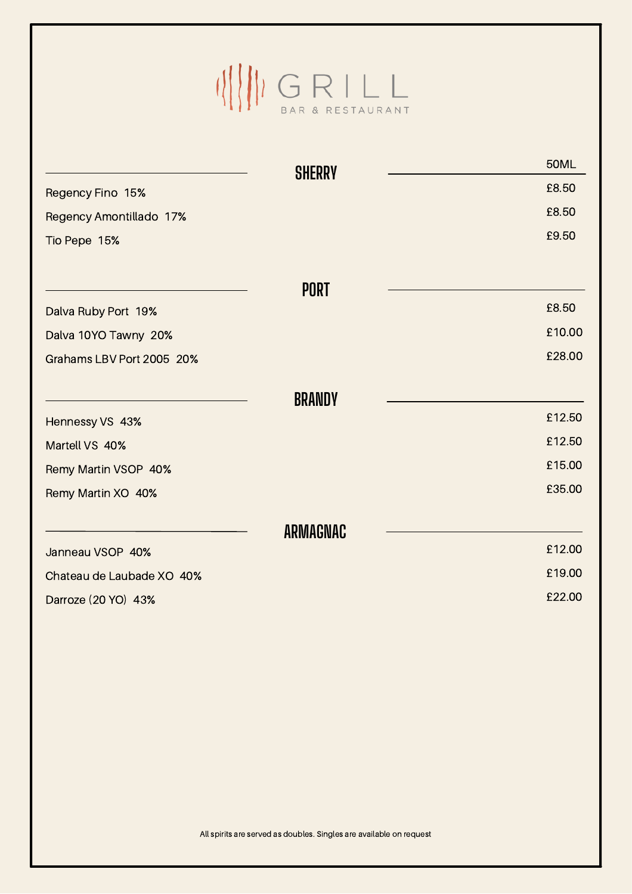# GRILL

BAR & RESTAURANT

## SHERRY

| | 50ML |
|---|---|
| Regency Fino 15% | £8.50 |
| Regency Amontillado 17% | £8.50 |
| Tio Pepe 15% | £9.50 |

## PORT

| | |
|---|---|
| Dalva Ruby Port 19% | £8.50 |
| Dalva 10YO Tawny 20% | £10.00 |
| Grahams LBV Port 2005 20% | £28.00 |

## BRANDY

| | |
|---|---|
| Hennessy VS 43% | £12.50 |
| Martell VS 40% | £12.50 |
| Remy Martin VSOP 40% | £15.00 |
| Remy Martin XO 40% | £35.00 |

## ARMAGNAC

| | |
|---|---|
| Janneau VSOP 40% | £12.00 |
| Chateau de Laubade XO 40% | £19.00 |
| Darroze (20 YO) 43% | £22.00 |

All spirits are served as doubles. Singles are available on request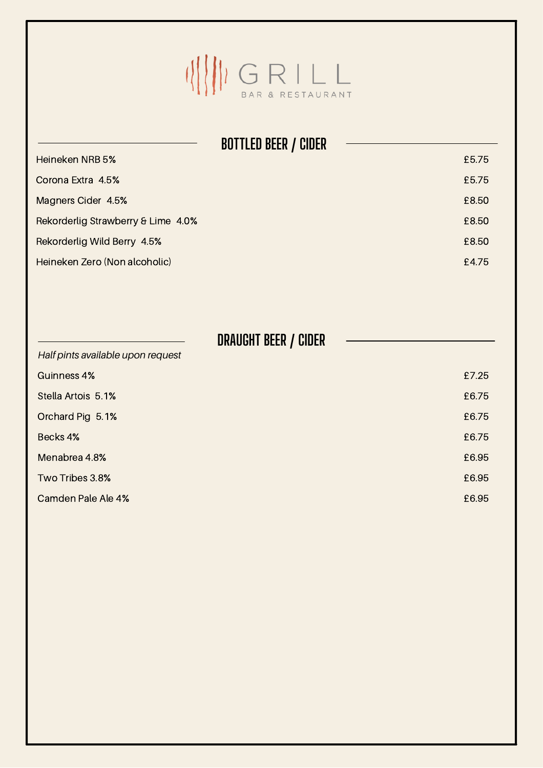# GRILL

BAR & RESTAURANT

## BOTTLED BEER / CIDER

| Item | Price |
|---|---|
| Heineken NRB 5% | £5.75 |
| Corona Extra 4.5% | £5.75 |
| Magners Cider 4.5% | £8.50 |
| Rekorderlig Strawberry & Lime 4.0% | £8.50 |
| Rekorderlig Wild Berry 4.5% | £8.50 |
| Heineken Zero (Non alcoholic) | £4.75 |

## DRAUGHT BEER / CIDER

*Half pints available upon request*

| Item | Price |
|---|---|
| Guinness 4% | £7.25 |
| Stella Artois 5.1% | £6.75 |
| Orchard Pig 5.1% | £6.75 |
| Becks 4% | £6.75 |
| Menabrea 4.8% | £6.95 |
| Two Tribes 3.8% | £6.95 |
| Camden Pale Ale 4% | £6.95 |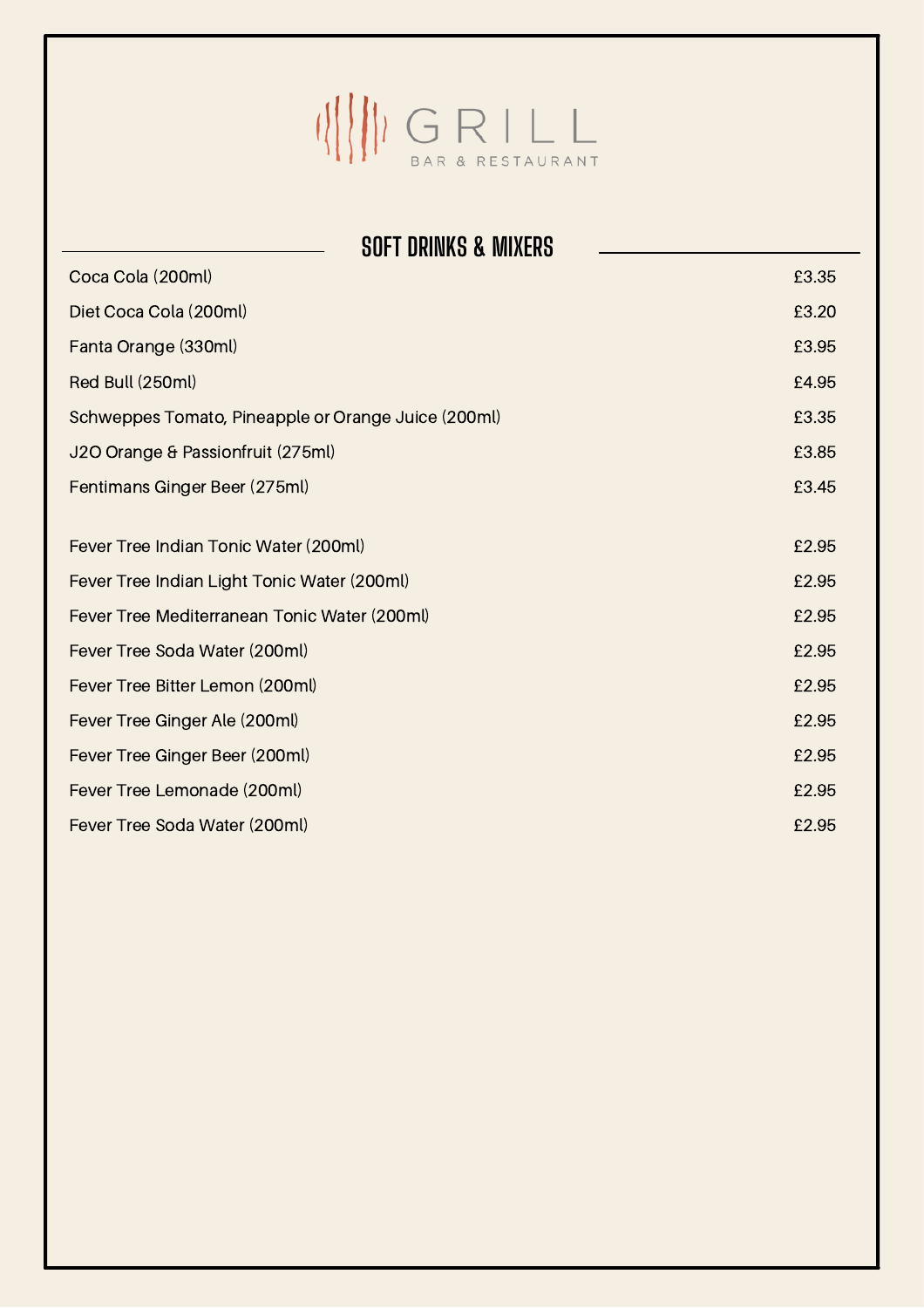# GRILL

BAR & RESTAURANT

## SOFT DRINKS & MIXERS

| Item | Price |
| --- | --- |
| Coca Cola (200ml) | £3.35 |
| Diet Coca Cola (200ml) | £3.20 |
| Fanta Orange (330ml) | £3.95 |
| Red Bull (250ml) | £4.95 |
| Schweppes Tomato, Pineapple or Orange Juice (200ml) | £3.35 |
| J2O Orange & Passionfruit (275ml) | £3.85 |
| Fentimans Ginger Beer (275ml) | £3.45 |
| Fever Tree Indian Tonic Water (200ml) | £2.95 |
| Fever Tree Indian Light Tonic Water (200ml) | £2.95 |
| Fever Tree Mediterranean Tonic Water (200ml) | £2.95 |
| Fever Tree Soda Water (200ml) | £2.95 |
| Fever Tree Bitter Lemon (200ml) | £2.95 |
| Fever Tree Ginger Ale (200ml) | £2.95 |
| Fever Tree Ginger Beer (200ml) | £2.95 |
| Fever Tree Lemonade (200ml) | £2.95 |
| Fever Tree Soda Water (200ml) | £2.95 |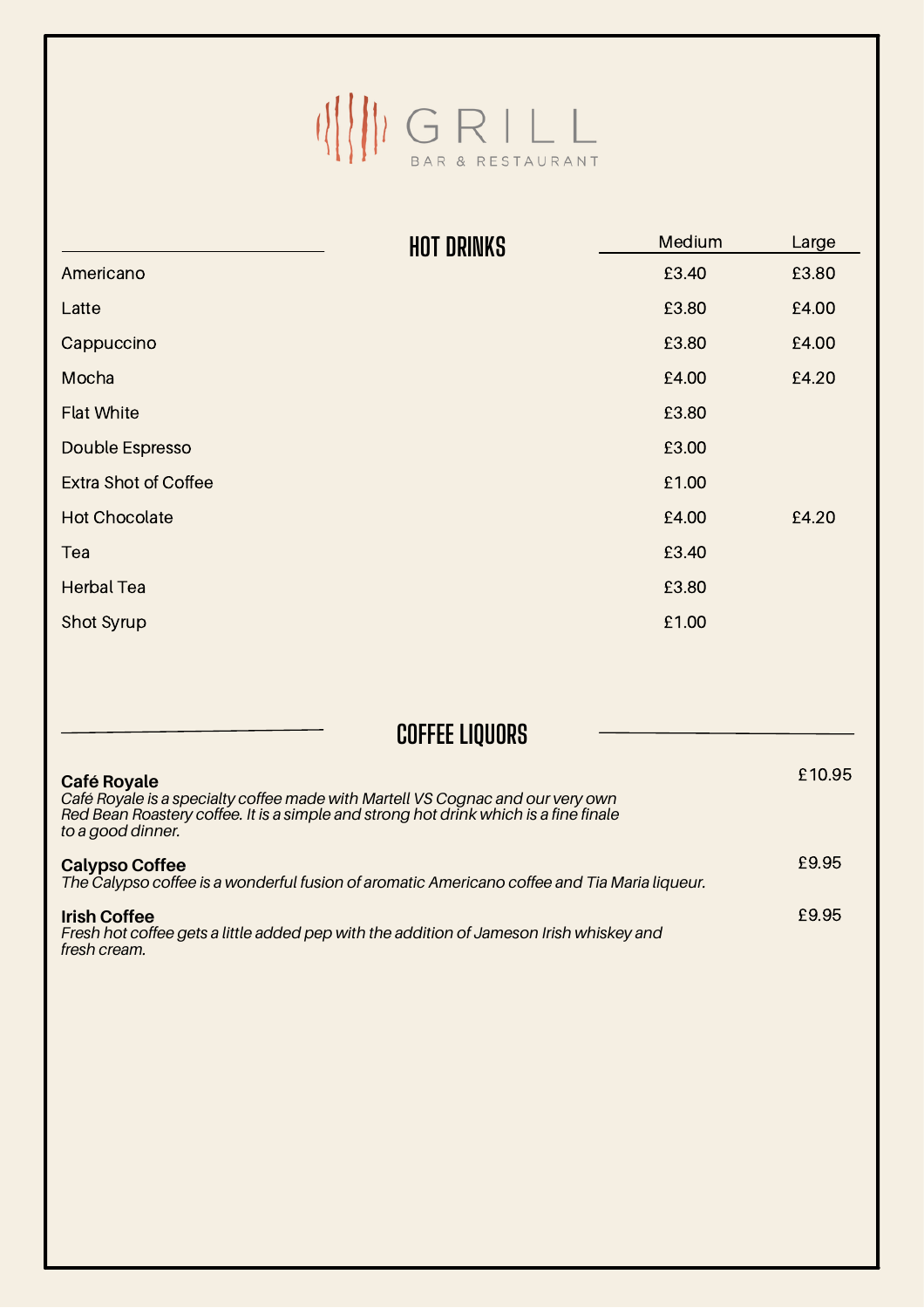# GRILL
BAR & RESTAURANT

## HOT DRINKS

| | Medium | Large |
|---|---|---|
| Americano | £3.40 | £3.80 |
| Latte | £3.80 | £4.00 |
| Cappuccino | £3.80 | £4.00 |
| Mocha | £4.00 | £4.20 |
| Flat White | £3.80 | |
| Double Espresso | £3.00 | |
| Extra Shot of Coffee | £1.00 | |
| Hot Chocolate | £4.00 | £4.20 |
| Tea | £3.40 | |
| Herbal Tea | £3.80 | |
| Shot Syrup | £1.00 | |

## COFFEE LIQUORS

**Café Royale** £10.95
*Café Royale is a specialty coffee made with Martell VS Cognac and our very own Red Bean Roastery coffee. It is a simple and strong hot drink which is a fine finale to a good dinner.*

**Calypso Coffee** £9.95
*The Calypso coffee is a wonderful fusion of aromatic Americano coffee and Tia Maria liqueur.*

**Irish Coffee** £9.95
*Fresh hot coffee gets a little added pep with the addition of Jameson Irish whiskey and fresh cream.*